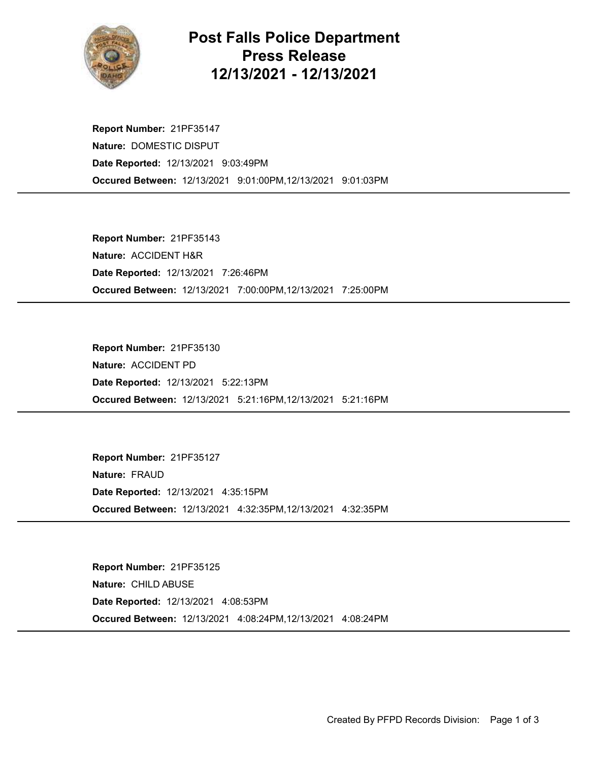# Post Falls Police Department Press Release 12/13/2021 - 12/13/2021

**Report Number:** 21PF35147
**Nature:** DOMESTIC DISPUT
**Date Reported:** 12/13/2021 9:03:49PM
**Occured Between:** 12/13/2021 9:01:00PM,12/13/2021 9:01:03PM

---

**Report Number:** 21PF35143
**Nature:** ACCIDENT H&R
**Date Reported:** 12/13/2021 7:26:46PM
**Occured Between:** 12/13/2021 7:00:00PM,12/13/2021 7:25:00PM

---

**Report Number:** 21PF35130
**Nature:** ACCIDENT PD
**Date Reported:** 12/13/2021 5:22:13PM
**Occured Between:** 12/13/2021 5:21:16PM,12/13/2021 5:21:16PM

---

**Report Number:** 21PF35127
**Nature:** FRAUD
**Date Reported:** 12/13/2021 4:35:15PM
**Occured Between:** 12/13/2021 4:32:35PM,12/13/2021 4:32:35PM

---

**Report Number:** 21PF35125
**Nature:** CHILD ABUSE
**Date Reported:** 12/13/2021 4:08:53PM
**Occured Between:** 12/13/2021 4:08:24PM,12/13/2021 4:08:24PM

---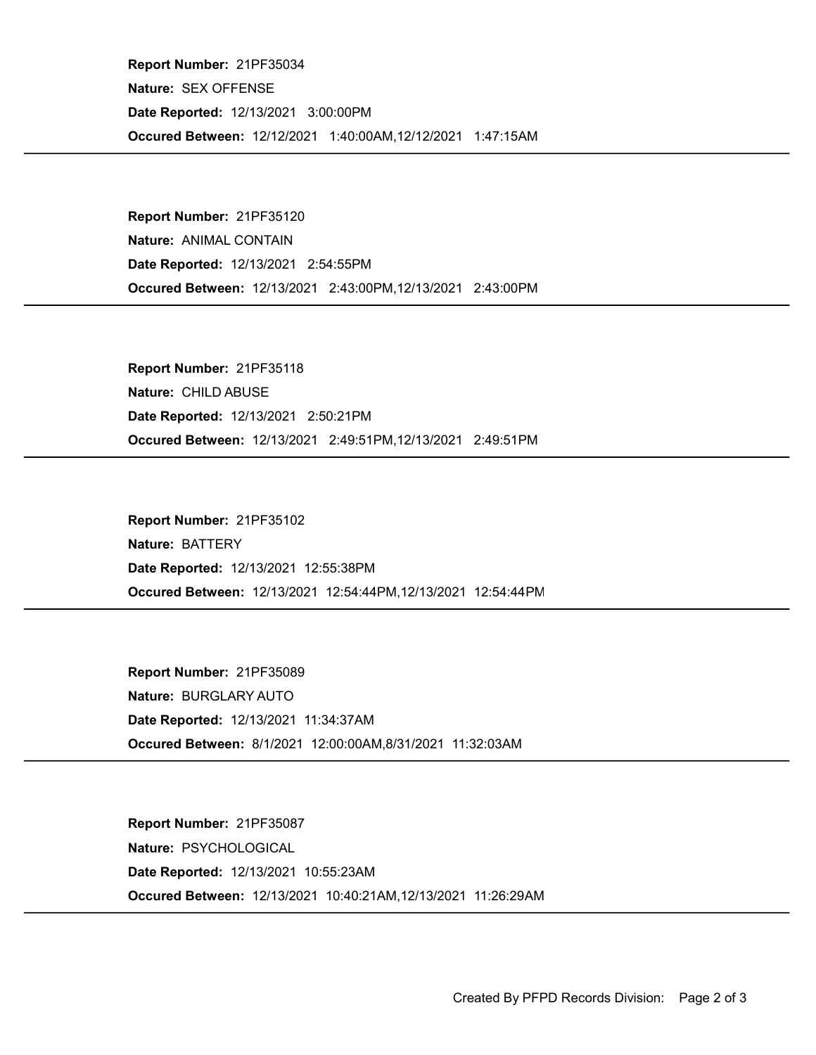**Report Number:** 21PF35034

**Nature:** SEX OFFENSE

**Date Reported:** 12/13/2021 3:00:00PM

**Occured Between:** 12/12/2021 1:40:00AM,12/12/2021 1:47:15AM

---

**Report Number:** 21PF35120

**Nature:** ANIMAL CONTAIN

**Date Reported:** 12/13/2021 2:54:55PM

**Occured Between:** 12/13/2021 2:43:00PM,12/13/2021 2:43:00PM

---

**Report Number:** 21PF35118

**Nature:** CHILD ABUSE

**Date Reported:** 12/13/2021 2:50:21PM

**Occured Between:** 12/13/2021 2:49:51PM,12/13/2021 2:49:51PM

---

**Report Number:** 21PF35102

**Nature:** BATTERY

**Date Reported:** 12/13/2021 12:55:38PM

**Occured Between:** 12/13/2021 12:54:44PM,12/13/2021 12:54:44PM

---

**Report Number:** 21PF35089

**Nature:** BURGLARY AUTO

**Date Reported:** 12/13/2021 11:34:37AM

**Occured Between:** 8/1/2021 12:00:00AM,8/31/2021 11:32:03AM

---

**Report Number:** 21PF35087

**Nature:** PSYCHOLOGICAL

**Date Reported:** 12/13/2021 10:55:23AM

**Occured Between:** 12/13/2021 10:40:21AM,12/13/2021 11:26:29AM

---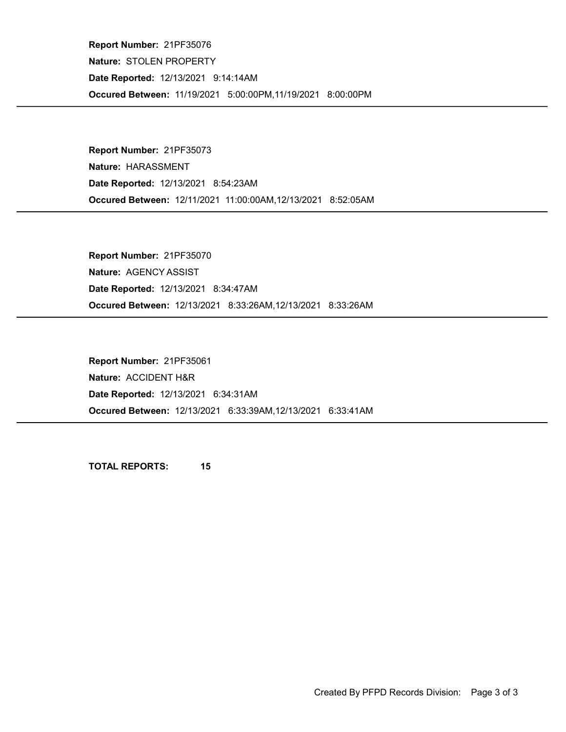**Report Number:** 21PF35076

**Nature:** STOLEN PROPERTY

**Date Reported:** 12/13/2021 9:14:14AM

**Occured Between:** 11/19/2021 5:00:00PM,11/19/2021 8:00:00PM

---

**Report Number:** 21PF35073

**Nature:** HARASSMENT

**Date Reported:** 12/13/2021 8:54:23AM

**Occured Between:** 12/11/2021 11:00:00AM,12/13/2021 8:52:05AM

---

**Report Number:** 21PF35070

**Nature:** AGENCY ASSIST

**Date Reported:** 12/13/2021 8:34:47AM

**Occured Between:** 12/13/2021 8:33:26AM,12/13/2021 8:33:26AM

---

**Report Number:** 21PF35061

**Nature:** ACCIDENT H&R

**Date Reported:** 12/13/2021 6:34:31AM

**Occured Between:** 12/13/2021 6:33:39AM,12/13/2021 6:33:41AM

---

**TOTAL REPORTS: 15**

Created By PFPD Records Division: